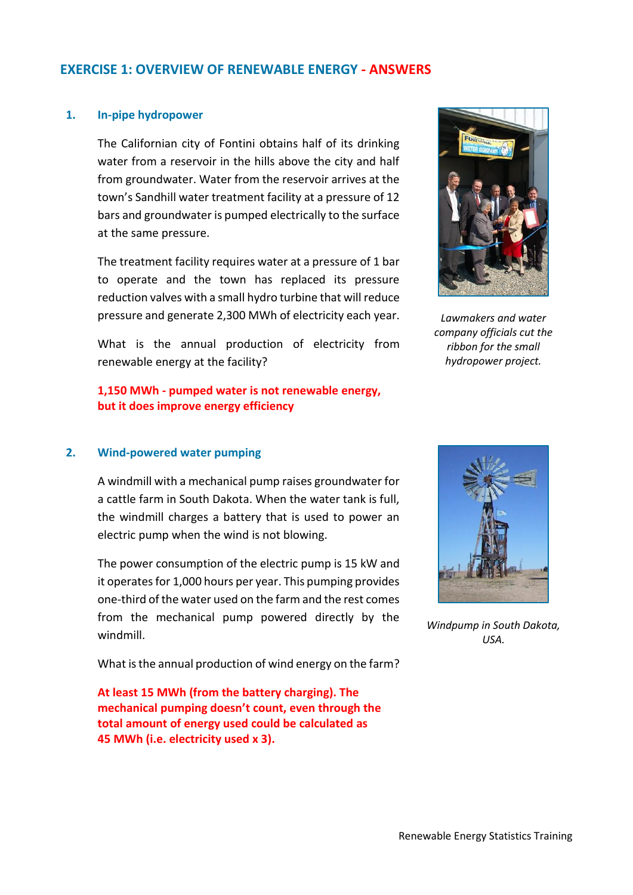# EXERCISE 1: OVERVIEW OF RENEWABLE ENERGY - ANSWERS

## 1. In-pipe hydropower

The Californian city of Fontini obtains half of its drinking water from a reservoir in the hills above the city and half from groundwater. Water from the reservoir arrives at the town's Sandhill water treatment facility at a pressure of 12 bars and groundwater is pumped electrically to the surface at the same pressure.

The treatment facility requires water at a pressure of 1 bar to operate and the town has replaced its pressure reduction valves with a small hydro turbine that will reduce pressure and generate 2,300 MWh of electricity each year.

What is the annual production of electricity from renewable energy at the facility?

**1,150 MWh - pumped water is not renewable energy, but it does improve energy efficiency**

*Lawmakers and water company officials cut the ribbon for the small hydropower project.*

## 2. Wind-powered water pumping

A windmill with a mechanical pump raises groundwater for a cattle farm in South Dakota. When the water tank is full, the windmill charges a battery that is used to power an electric pump when the wind is not blowing.

The power consumption of the electric pump is 15 kW and it operates for 1,000 hours per year. This pumping provides one-third of the water used on the farm and the rest comes from the mechanical pump powered directly by the windmill.

What is the annual production of wind energy on the farm?

**At least 15 MWh (from the battery charging). The mechanical pumping doesn't count, even through the total amount of energy used could be calculated as 45 MWh (i.e. electricity used x 3).**

*Windpump in South Dakota, USA.*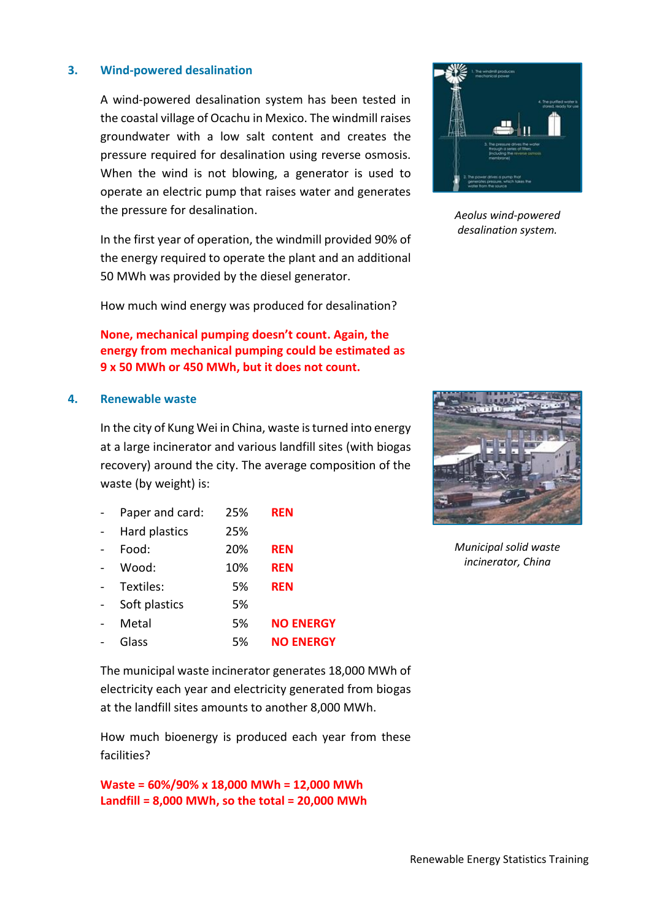### 3. Wind-powered desalination

A wind-powered desalination system has been tested in the coastal village of Ocachu in Mexico. The windmill raises groundwater with a low salt content and creates the pressure required for desalination using reverse osmosis. When the wind is not blowing, a generator is used to operate an electric pump that raises water and generates the pressure for desalination.

In the first year of operation, the windmill provided 90% of the energy required to operate the plant and an additional 50 MWh was provided by the diesel generator.

How much wind energy was produced for desalination?

**None, mechanical pumping doesn't count. Again, the energy from mechanical pumping could be estimated as 9 x 50 MWh or 450 MWh, but it does not count.**

*Aeolus wind-powered desalination system.*

### 4. Renewable waste

In the city of Kung Wei in China, waste is turned into energy at a large incinerator and various landfill sites (with biogas recovery) around the city. The average composition of the waste (by weight) is:

- Paper and card: 25% **REN**
- Hard plastics 25%
- Food: 20% **REN**
- Wood: 10% **REN**
- Textiles: 5% **REN**
- Soft plastics 5%
- Metal 5% **NO ENERGY**
- Glass 5% **NO ENERGY**

The municipal waste incinerator generates 18,000 MWh of electricity each year and electricity generated from biogas at the landfill sites amounts to another 8,000 MWh.

How much bioenergy is produced each year from these facilities?

**Waste = 60%/90% x 18,000 MWh = 12,000 MWh**
**Landfill = 8,000 MWh, so the total = 20,000 MWh**

*Municipal solid waste incinerator, China*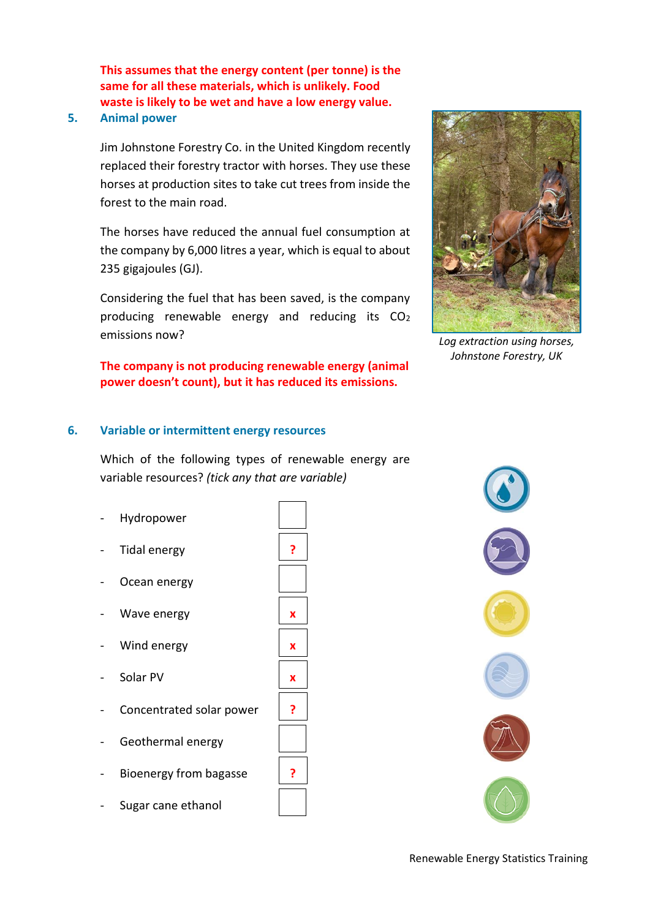**This assumes that the energy content (per tonne) is the same for all these materials, which is unlikely. Food waste is likely to be wet and have a low energy value.**

## 5. Animal power

Jim Johnstone Forestry Co. in the United Kingdom recently replaced their forestry tractor with horses. They use these horses at production sites to take cut trees from inside the forest to the main road.

The horses have reduced the annual fuel consumption at the company by 6,000 litres a year, which is equal to about 235 gigajoules (GJ).

Considering the fuel that has been saved, is the company producing renewable energy and reducing its $CO_2$ emissions now?

**The company is not producing renewable energy (animal power doesn't count), but it has reduced its emissions.**

*Log extraction using horses, Johnstone Forestry, UK*

## 6. Variable or intermittent energy resources

Which of the following types of renewable energy are variable resources? *(tick any that are variable)*

- Hydropower [ ]
- Tidal energy [ ? ]
- Ocean energy [ ]
- Wave energy [ x ]
- Wind energy [ x ]
- Solar PV [ x ]
- Concentrated solar power [ ? ]
- Geothermal energy [ ]
- Bioenergy from bagasse [ ? ]
- Sugar cane ethanol [ ]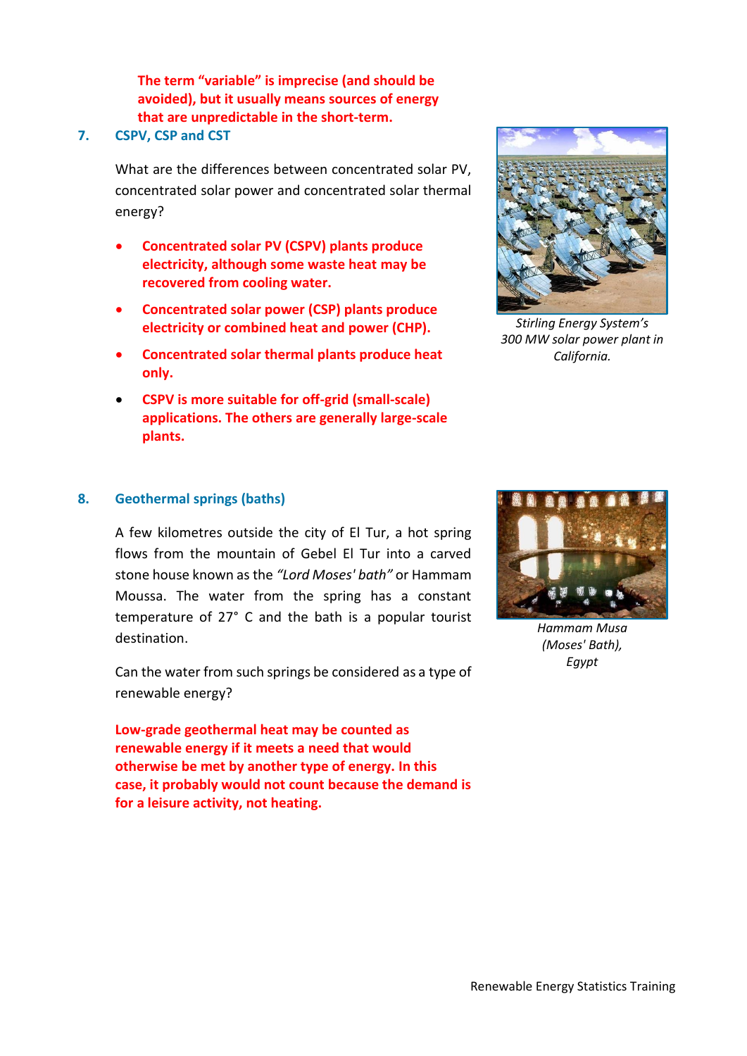**The term "variable" is imprecise (and should be avoided), but it usually means sources of energy that are unpredictable in the short-term.**

## 7. CSPV, CSP and CST

What are the differences between concentrated solar PV, concentrated solar power and concentrated solar thermal energy?

- **Concentrated solar PV (CSPV) plants produce electricity, although some waste heat may be recovered from cooling water.**
- **Concentrated solar power (CSP) plants produce electricity or combined heat and power (CHP).**
- **Concentrated solar thermal plants produce heat only.**
- **CSPV is more suitable for off-grid (small-scale) applications. The others are generally large-scale plants.**

*Stirling Energy System's 300 MW solar power plant in California.*

## 8. Geothermal springs (baths)

A few kilometres outside the city of El Tur, a hot spring flows from the mountain of Gebel El Tur into a carved stone house known as the *"Lord Moses' bath"* or Hammam Moussa. The water from the spring has a constant temperature of 27° C and the bath is a popular tourist destination.

Can the water from such springs be considered as a type of renewable energy?

**Low-grade geothermal heat may be counted as renewable energy if it meets a need that would otherwise be met by another type of energy. In this case, it probably would not count because the demand is for a leisure activity, not heating.**

*Hammam Musa (Moses' Bath), Egypt*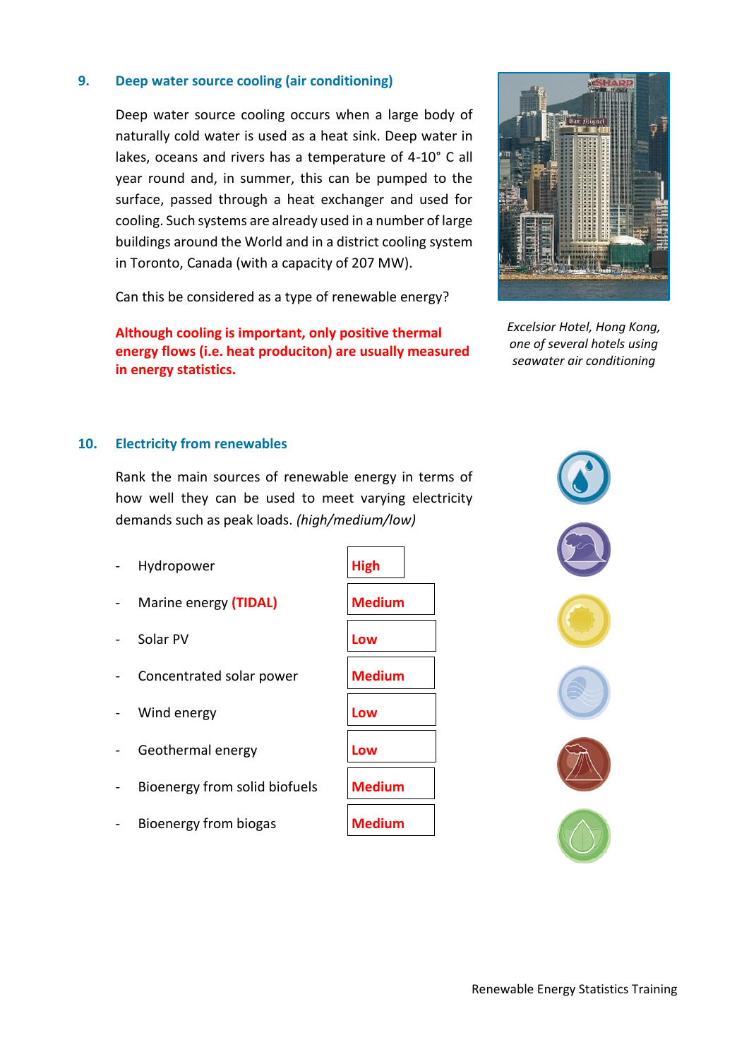## 9. Deep water source cooling (air conditioning)

Deep water source cooling occurs when a large body of naturally cold water is used as a heat sink. Deep water in lakes, oceans and rivers has a temperature of 4-10° C all year round and, in summer, this can be pumped to the surface, passed through a heat exchanger and used for cooling. Such systems are already used in a number of large buildings around the World and in a district cooling system in Toronto, Canada (with a capacity of 207 MW).

Can this be considered as a type of renewable energy?

**Although cooling is important, only positive thermal energy flows (i.e. heat produciton) are usually measured in energy statistics.**

*Excelsior Hotel, Hong Kong, one of several hotels using seawater air conditioning*

## 10. Electricity from renewables

Rank the main sources of renewable energy in terms of how well they can be used to meet varying electricity demands such as peak loads. *(high/medium/low)*

- Hydropower — **High**
- Marine energy **(TIDAL)** — **Medium**
- Solar PV — **Low**
- Concentrated solar power — **Medium**
- Wind energy — **Low**
- Geothermal energy — **Low**
- Bioenergy from solid biofuels — **Medium**
- Bioenergy from biogas — **Medium**